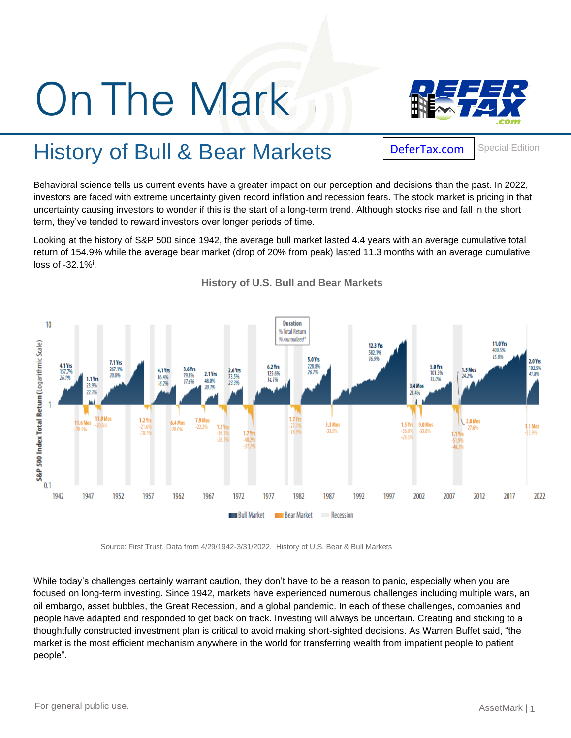# On The Mark

## History of Bull & Bear Markets

DeferTax.com

Special Edition

Behavioral science tells us current events have a greater impact on our perception and decisions than the past. In 2022, investors are faced with extreme uncertainty given record inflation and recession fears. The stock market is pricing in that uncertainty causing investors to wonder if this is the start of a long-term trend. Although stocks rise and fall in the short term, they've tended to reward investors over longer periods of time.

Looking at the history of S&P 500 since 1942, the average bull market lasted 4.4 years with an average cumulative total return of 154.9% while the average bear market (drop of 20% from peak) lasted 11.3 months with an average cumulative loss of -32.1%[i].

**History of U.S. Bull and Bear Markets**

Source: First Trust. Data from 4/29/1942-3/31/2022. History of U.S. Bear & Bull Markets

While today's challenges certainly warrant caution, they don't have to be a reason to panic, especially when you are focused on long-term investing. Since 1942, markets have experienced numerous challenges including multiple wars, an oil embargo, asset bubbles, the Great Recession, and a global pandemic. In each of these challenges, companies and people have adapted and responded to get back on track. Investing will always be uncertain. Creating and sticking to a thoughtfully constructed investment plan is critical to avoid making short-sighted decisions. As Warren Buffet said, "the market is the most efficient mechanism anywhere in the world for transferring wealth from impatient people to patient people".

For general public use.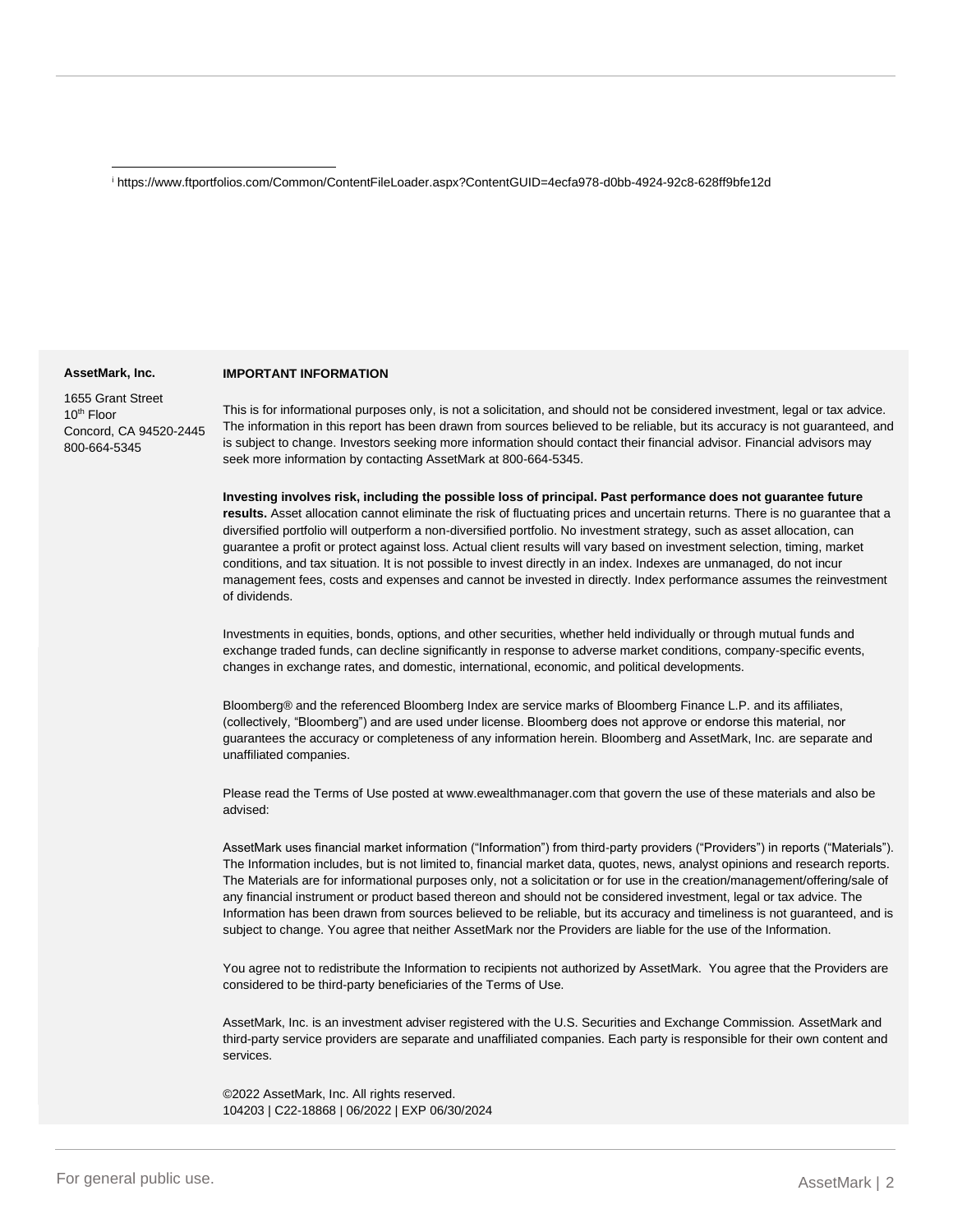[i] https://www.ftportfolios.com/Common/ContentFileLoader.aspx?ContentGUID=4ecfa978-d0bb-4924-92c8-628ff9bfe12d

**AssetMark, Inc.**

1655 Grant Street
10th Floor
Concord, CA 94520-2445
800-664-5345

**IMPORTANT INFORMATION**

This is for informational purposes only, is not a solicitation, and should not be considered investment, legal or tax advice. The information in this report has been drawn from sources believed to be reliable, but its accuracy is not guaranteed, and is subject to change. Investors seeking more information should contact their financial advisor. Financial advisors may seek more information by contacting AssetMark at 800-664-5345.

**Investing involves risk, including the possible loss of principal. Past performance does not guarantee future results.** Asset allocation cannot eliminate the risk of fluctuating prices and uncertain returns. There is no guarantee that a diversified portfolio will outperform a non-diversified portfolio. No investment strategy, such as asset allocation, can guarantee a profit or protect against loss. Actual client results will vary based on investment selection, timing, market conditions, and tax situation. It is not possible to invest directly in an index. Indexes are unmanaged, do not incur management fees, costs and expenses and cannot be invested in directly. Index performance assumes the reinvestment of dividends.

Investments in equities, bonds, options, and other securities, whether held individually or through mutual funds and exchange traded funds, can decline significantly in response to adverse market conditions, company-specific events, changes in exchange rates, and domestic, international, economic, and political developments.

Bloomberg® and the referenced Bloomberg Index are service marks of Bloomberg Finance L.P. and its affiliates, (collectively, "Bloomberg") and are used under license. Bloomberg does not approve or endorse this material, nor guarantees the accuracy or completeness of any information herein. Bloomberg and AssetMark, Inc. are separate and unaffiliated companies.

Please read the Terms of Use posted at www.ewealthmanager.com that govern the use of these materials and also be advised:

AssetMark uses financial market information ("Information") from third-party providers ("Providers") in reports ("Materials"). The Information includes, but is not limited to, financial market data, quotes, news, analyst opinions and research reports. The Materials are for informational purposes only, not a solicitation or for use in the creation/management/offering/sale of any financial instrument or product based thereon and should not be considered investment, legal or tax advice. The Information has been drawn from sources believed to be reliable, but its accuracy and timeliness is not guaranteed, and is subject to change. You agree that neither AssetMark nor the Providers are liable for the use of the Information.

You agree not to redistribute the Information to recipients not authorized by AssetMark. You agree that the Providers are considered to be third-party beneficiaries of the Terms of Use.

AssetMark, Inc. is an investment adviser registered with the U.S. Securities and Exchange Commission. AssetMark and third-party service providers are separate and unaffiliated companies. Each party is responsible for their own content and services.

©2022 AssetMark, Inc. All rights reserved.
104203 | C22-18868 | 06/2022 | EXP 06/30/2024

For general public use.